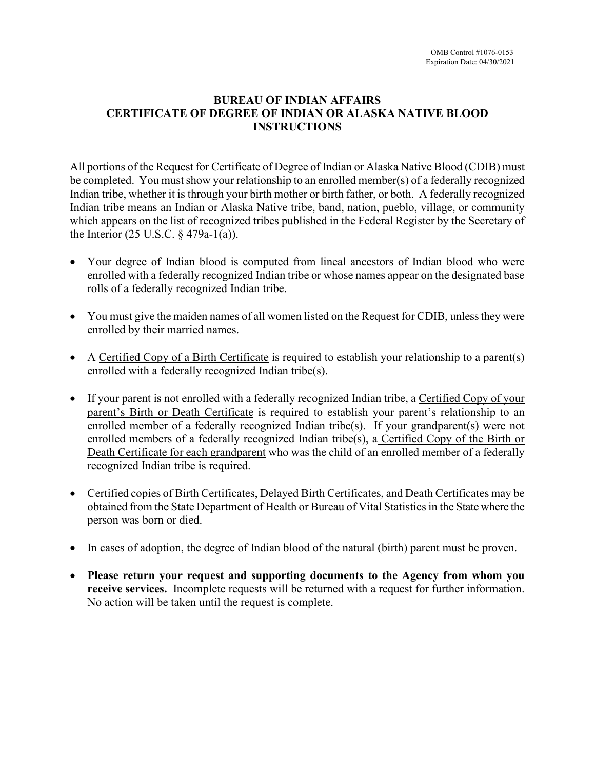OMB Control #1076-0153
Expiration Date: 04/30/2021

# BUREAU OF INDIAN AFFAIRS
# CERTIFICATE OF DEGREE OF INDIAN OR ALASKA NATIVE BLOOD
# INSTRUCTIONS

All portions of the Request for Certificate of Degree of Indian or Alaska Native Blood (CDIB) must be completed. You must show your relationship to an enrolled member(s) of a federally recognized Indian tribe, whether it is through your birth mother or birth father, or both. A federally recognized Indian tribe means an Indian or Alaska Native tribe, band, nation, pueblo, village, or community which appears on the list of recognized tribes published in the Federal Register by the Secretary of the Interior (25 U.S.C. § 479a-1(a)).

- Your degree of Indian blood is computed from lineal ancestors of Indian blood who were enrolled with a federally recognized Indian tribe or whose names appear on the designated base rolls of a federally recognized Indian tribe.

- You must give the maiden names of all women listed on the Request for CDIB, unless they were enrolled by their married names.

- A Certified Copy of a Birth Certificate is required to establish your relationship to a parent(s) enrolled with a federally recognized Indian tribe(s).

- If your parent is not enrolled with a federally recognized Indian tribe, a Certified Copy of your parent's Birth or Death Certificate is required to establish your parent's relationship to an enrolled member of a federally recognized Indian tribe(s). If your grandparent(s) were not enrolled members of a federally recognized Indian tribe(s), a Certified Copy of the Birth or Death Certificate for each grandparent who was the child of an enrolled member of a federally recognized Indian tribe is required.

- Certified copies of Birth Certificates, Delayed Birth Certificates, and Death Certificates may be obtained from the State Department of Health or Bureau of Vital Statistics in the State where the person was born or died.

- In cases of adoption, the degree of Indian blood of the natural (birth) parent must be proven.

- **Please return your request and supporting documents to the Agency from whom you receive services.** Incomplete requests will be returned with a request for further information. No action will be taken until the request is complete.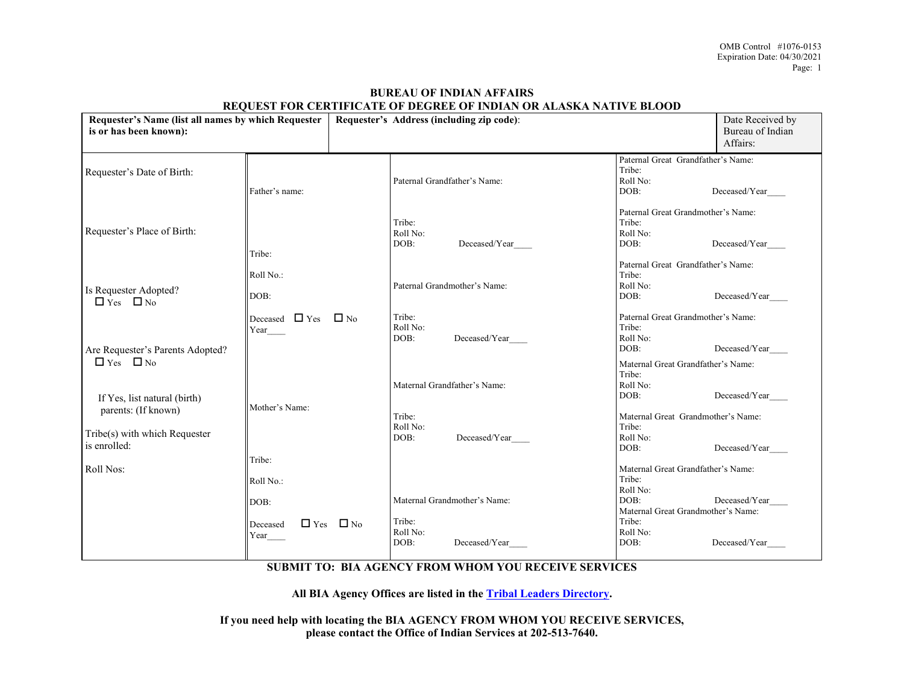OMB Control #1076-0153
Expiration Date: 04/30/2021

**BUREAU OF INDIAN AFFAIRS**
**REQUEST FOR CERTIFICATE OF DEGREE OF INDIAN OR ALASKA NATIVE BLOOD**

| **Requester's Name (list all names by which Requester is or has been known):** | **Requester's Address (including zip code)**: | Date Received by Bureau of Indian Affairs: |
|---|---|---|
| | | |

| Requester | Parents | Grandparents | Great Grandparents |
|---|---|---|---|
| Requester's Date of Birth: | Father's name: | Paternal Grandfather's Name:<br>Tribe:<br>Roll No:<br>DOB: Deceased/Year____ | Paternal Great Grandfather's Name:<br>Tribe:<br>Roll No:<br>DOB: Deceased/Year____ |
| Requester's Place of Birth: | Tribe:<br>Roll No.:<br>DOB:<br>Deceased ☐ Yes ☐ No<br>Year____ | | Paternal Great Grandmother's Name:<br>Tribe:<br>Roll No:<br>DOB: Deceased/Year____ |
| Is Requester Adopted?<br>☐ Yes ☐ No | | Paternal Grandmother's Name:<br>Tribe:<br>Roll No:<br>DOB: Deceased/Year____ | Paternal Great Grandfather's Name:<br>Tribe:<br>Roll No:<br>DOB: Deceased/Year____ |
| Are Requester's Parents Adopted?<br>☐ Yes ☐ No | | | Paternal Great Grandmother's Name:<br>Tribe:<br>Roll No:<br>DOB: Deceased/Year____ |
| If Yes, list natural (birth) parents: (If known) | Mother's Name: | Maternal Grandfather's Name:<br>Tribe:<br>Roll No:<br>DOB: Deceased/Year____ | Maternal Great Grandfather's Name:<br>Tribe:<br>Roll No:<br>DOB: Deceased/Year____ |
| Tribe(s) with which Requester is enrolled: | | | Maternal Great Grandmother's Name:<br>Tribe:<br>Roll No:<br>DOB: Deceased/Year____ |
| Roll Nos: | Tribe:<br>Roll No.:<br>DOB:<br>Deceased ☐ Yes ☐ No<br>Year____ | Maternal Grandmother's Name:<br>Tribe:<br>Roll No:<br>DOB: Deceased/Year____ | Maternal Great Grandfather's Name:<br>Tribe:<br>Roll No:<br>DOB: Deceased/Year____ |
| | | | Maternal Great Grandmother's Name:<br>Tribe:<br>Roll No:<br>DOB: Deceased/Year____ |

**SUBMIT TO: BIA AGENCY FROM WHOM YOU RECEIVE SERVICES**

**All BIA Agency Offices are listed in the Tribal Leaders Directory.**

**If you need help with locating the BIA AGENCY FROM WHOM YOU RECEIVE SERVICES, please contact the Office of Indian Services at 202-513-7640.**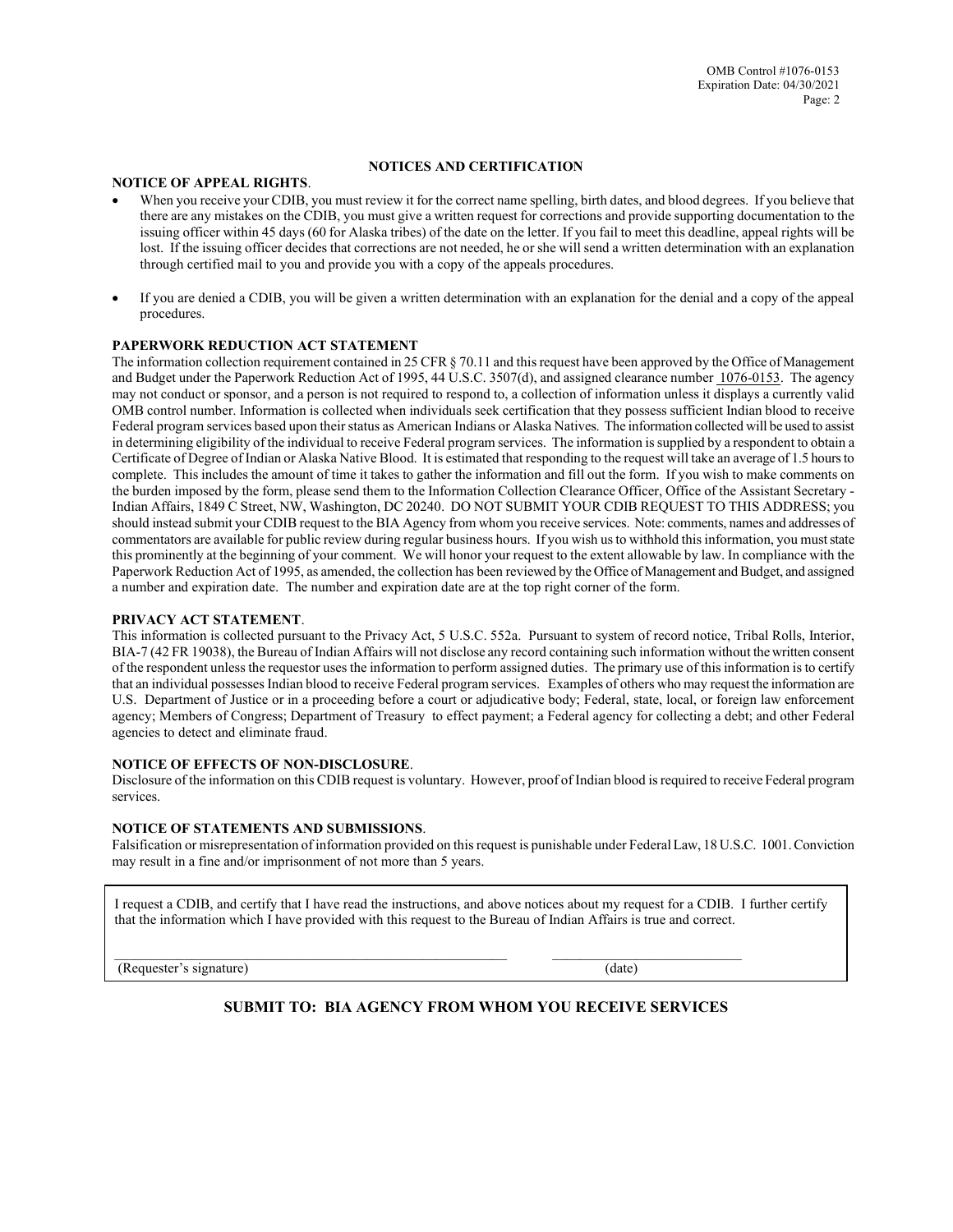## NOTICES AND CERTIFICATION

**NOTICE OF APPEAL RIGHTS**.

- When you receive your CDIB, you must review it for the correct name spelling, birth dates, and blood degrees. If you believe that there are any mistakes on the CDIB, you must give a written request for corrections and provide supporting documentation to the issuing officer within 45 days (60 for Alaska tribes) of the date on the letter. If you fail to meet this deadline, appeal rights will be lost. If the issuing officer decides that corrections are not needed, he or she will send a written determination with an explanation through certified mail to you and provide you with a copy of the appeals procedures.
- If you are denied a CDIB, you will be given a written determination with an explanation for the denial and a copy of the appeal procedures.

**PAPERWORK REDUCTION ACT STATEMENT**

The information collection requirement contained in 25 CFR § 70.11 and this request have been approved by the Office of Management and Budget under the Paperwork Reduction Act of 1995, 44 U.S.C. 3507(d), and assigned clearance number 1076-0153. The agency may not conduct or sponsor, and a person is not required to respond to, a collection of information unless it displays a currently valid OMB control number. Information is collected when individuals seek certification that they possess sufficient Indian blood to receive Federal program services based upon their status as American Indians or Alaska Natives. The information collected will be used to assist in determining eligibility of the individual to receive Federal program services. The information is supplied by a respondent to obtain a Certificate of Degree of Indian or Alaska Native Blood. It is estimated that responding to the request will take an average of 1.5 hours to complete. This includes the amount of time it takes to gather the information and fill out the form. If you wish to make comments on the burden imposed by the form, please send them to the Information Collection Clearance Officer, Office of the Assistant Secretary - Indian Affairs, 1849 C Street, NW, Washington, DC 20240. DO NOT SUBMIT YOUR CDIB REQUEST TO THIS ADDRESS; you should instead submit your CDIB request to the BIA Agency from whom you receive services. Note: comments, names and addresses of commentators are available for public review during regular business hours. If you wish us to withhold this information, you must state this prominently at the beginning of your comment. We will honor your request to the extent allowable by law. In compliance with the Paperwork Reduction Act of 1995, as amended, the collection has been reviewed by the Office of Management and Budget, and assigned a number and expiration date. The number and expiration date are at the top right corner of the form.

**PRIVACY ACT STATEMENT**.

This information is collected pursuant to the Privacy Act, 5 U.S.C. 552a. Pursuant to system of record notice, Tribal Rolls, Interior, BIA-7 (42 FR 19038), the Bureau of Indian Affairs will not disclose any record containing such information without the written consent of the respondent unless the requestor uses the information to perform assigned duties. The primary use of this information is to certify that an individual possesses Indian blood to receive Federal program services. Examples of others who may request the information are U.S. Department of Justice or in a proceeding before a court or adjudicative body; Federal, state, local, or foreign law enforcement agency; Members of Congress; Department of Treasury to effect payment; a Federal agency for collecting a debt; and other Federal agencies to detect and eliminate fraud.

**NOTICE OF EFFECTS OF NON-DISCLOSURE**.

Disclosure of the information on this CDIB request is voluntary. However, proof of Indian blood is required to receive Federal program services.

**NOTICE OF STATEMENTS AND SUBMISSIONS**.

Falsification or misrepresentation of information provided on this request is punishable under Federal Law, 18 U.S.C. 1001. Conviction may result in a fine and/or imprisonment of not more than 5 years.

I request a CDIB, and certify that I have read the instructions, and above notices about my request for a CDIB. I further certify that the information which I have provided with this request to the Bureau of Indian Affairs is true and correct.

\_\_\_\_\_\_\_\_\_\_\_\_\_\_\_\_\_\_\_\_\_\_\_\_\_\_\_\_\_\_\_\_\_\_\_\_\_\_ \_\_\_\_\_\_\_\_\_\_\_\_\_\_\_\_\_\_\_\_
(Requester's signature) (date)

**SUBMIT TO: BIA AGENCY FROM WHOM YOU RECEIVE SERVICES**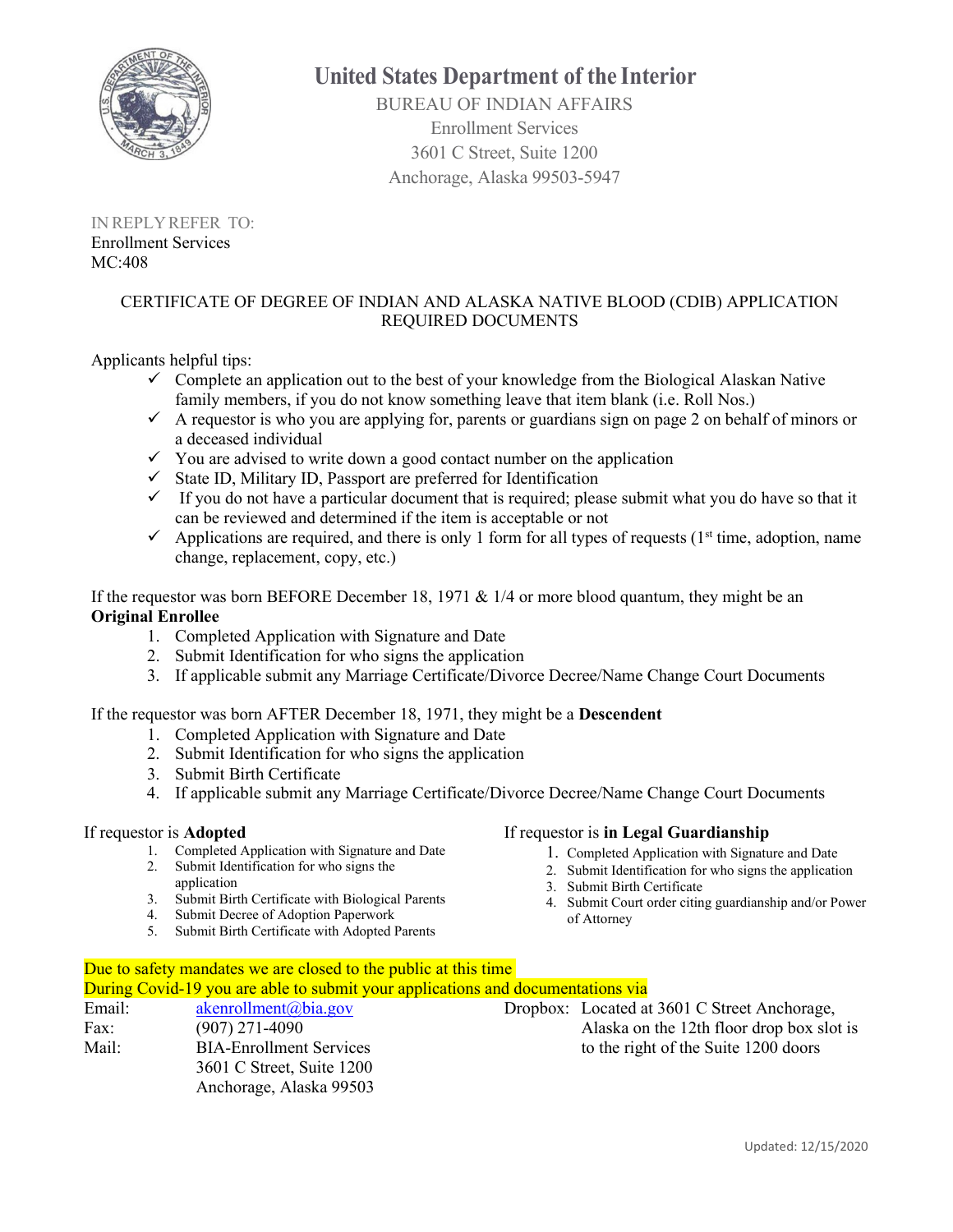# United States Department of the Interior

BUREAU OF INDIAN AFFAIRS
Enrollment Services
3601 C Street, Suite 1200
Anchorage, Alaska 99503-5947

IN REPLY REFER TO:
Enrollment Services
MC:408

## CERTIFICATE OF DEGREE OF INDIAN AND ALASKA NATIVE BLOOD (CDIB) APPLICATION REQUIRED DOCUMENTS

Applicants helpful tips:

- ✓ Complete an application out to the best of your knowledge from the Biological Alaskan Native family members, if you do not know something leave that item blank (i.e. Roll Nos.)
- ✓ A requestor is who you are applying for, parents or guardians sign on page 2 on behalf of minors or a deceased individual
- ✓ You are advised to write down a good contact number on the application
- ✓ State ID, Military ID, Passport are preferred for Identification
- ✓ If you do not have a particular document that is required; please submit what you do have so that it can be reviewed and determined if the item is acceptable or not
- ✓ Applications are required, and there is only 1 form for all types of requests (1st time, adoption, name change, replacement, copy, etc.)

If the requestor was born BEFORE December 18, 1971 & 1/4 or more blood quantum, they might be an **Original Enrollee**

1. Completed Application with Signature and Date
2. Submit Identification for who signs the application
3. If applicable submit any Marriage Certificate/Divorce Decree/Name Change Court Documents

If the requestor was born AFTER December 18, 1971, they might be a **Descendent**

1. Completed Application with Signature and Date
2. Submit Identification for who signs the application
3. Submit Birth Certificate
4. If applicable submit any Marriage Certificate/Divorce Decree/Name Change Court Documents

If requestor is **Adopted**

1. Completed Application with Signature and Date
2. Submit Identification for who signs the application
3. Submit Birth Certificate with Biological Parents
4. Submit Decree of Adoption Paperwork
5. Submit Birth Certificate with Adopted Parents

If requestor is **in Legal Guardianship**

1. Completed Application with Signature and Date
2. Submit Identification for who signs the application
3. Submit Birth Certificate
4. Submit Court order citing guardianship and/or Power of Attorney

Due to safety mandates we are closed to the public at this time
During Covid-19 you are able to submit your applications and documentations via

Email: akenrollment@bia.gov
Fax: (907) 271-4090
Mail: BIA-Enrollment Services
3601 C Street, Suite 1200
Anchorage, Alaska 99503

Dropbox: Located at 3601 C Street Anchorage, Alaska on the 12th floor drop box slot is to the right of the Suite 1200 doors

Updated: 12/15/2020